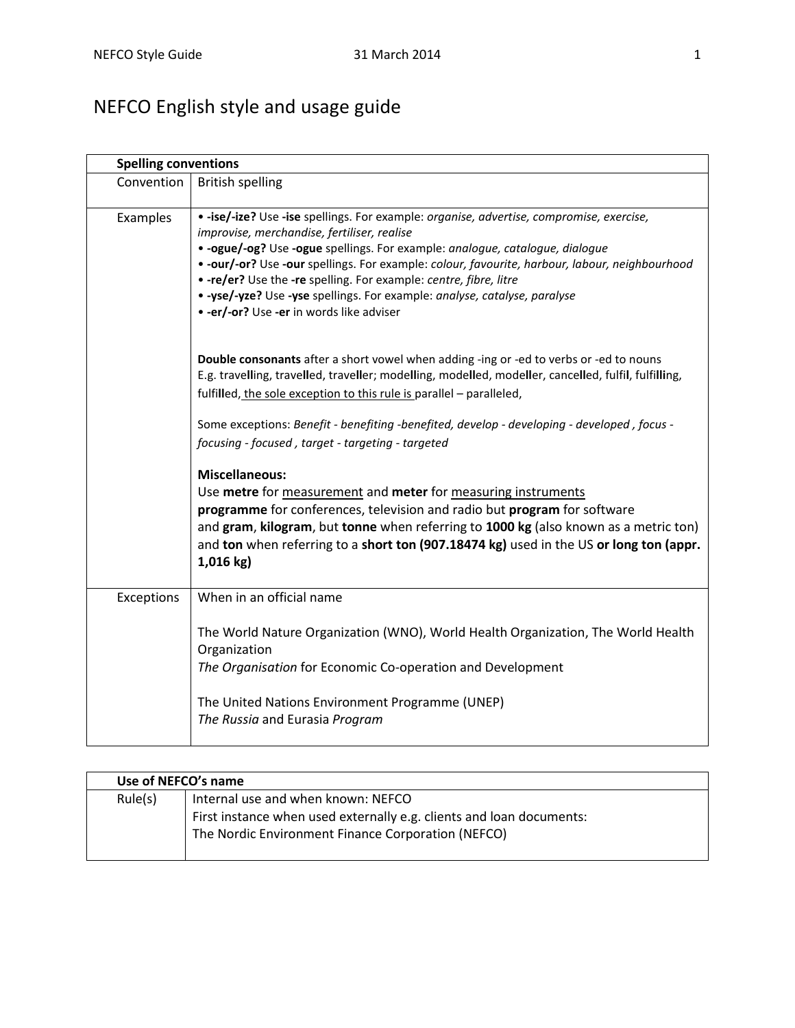# NEFCO English style and usage guide

| Spelling conventions | |
|---|---|
| Convention | British spelling |
| Examples | • **-ise/-ize?** Use **-ise** spellings. For example: *organise, advertise, compromise, exercise, improvise, merchandise, fertiliser, realise*<br>• **-ogue/-og?** Use **-ogue** spellings. For example: *analogue, catalogue, dialogue*<br>• **-our/-or?** Use **-our** spellings. For example: *colour, favourite, harbour, labour, neighbourhood*<br>• **-re/er?** Use the **-re** spelling. For example: *centre, fibre, litre*<br>• **-yse/-yze?** Use **-yse** spellings. For example: *analyse, catalyse, paralyse*<br>• **-er/-or?** Use **-er** in words like adviser<br><br>**Double consonants** after a short vowel when adding -ing or -ed to verbs or -ed to nouns<br>E.g. trave**ll**ing, trave**ll**ed, trave**ll**er; mode**ll**ing, mode**ll**ed, mode**ll**er, cance**ll**ed, fulfi**l**, fulfi**ll**ing, fulfi**ll**ed, the sole exception to this rule is parallel – paralleled,<br><br>Some exceptions: *Benefit - benefiting -benefited, develop - developing - developed , focus - focusing - focused , target - targeting - targeted*<br><br>**Miscellaneous:**<br>Use **metre** for measurement and **meter** for measuring instruments<br>**programme** for conferences, television and radio but **program** for software<br>and **gram**, **kilogram**, but **tonne** when referring to **1000 kg** (also known as a metric ton) and **ton** when referring to a **short ton (907.18474 kg)** used in the US **or long ton (appr. 1,016 kg)** |
| Exceptions | When in an official name<br><br>The World Nature Organization (WNO), World Health Organization, The World Health Organization<br>*The Organisation* for Economic Co-operation and Development<br><br>The United Nations Environment Programme (UNEP)<br>*The Russia* and Eurasia *Program* |

| Use of NEFCO's name | |
|---|---|
| Rule(s) | Internal use and when known: NEFCO<br>First instance when used externally e.g. clients and loan documents:<br>The Nordic Environment Finance Corporation (NEFCO) |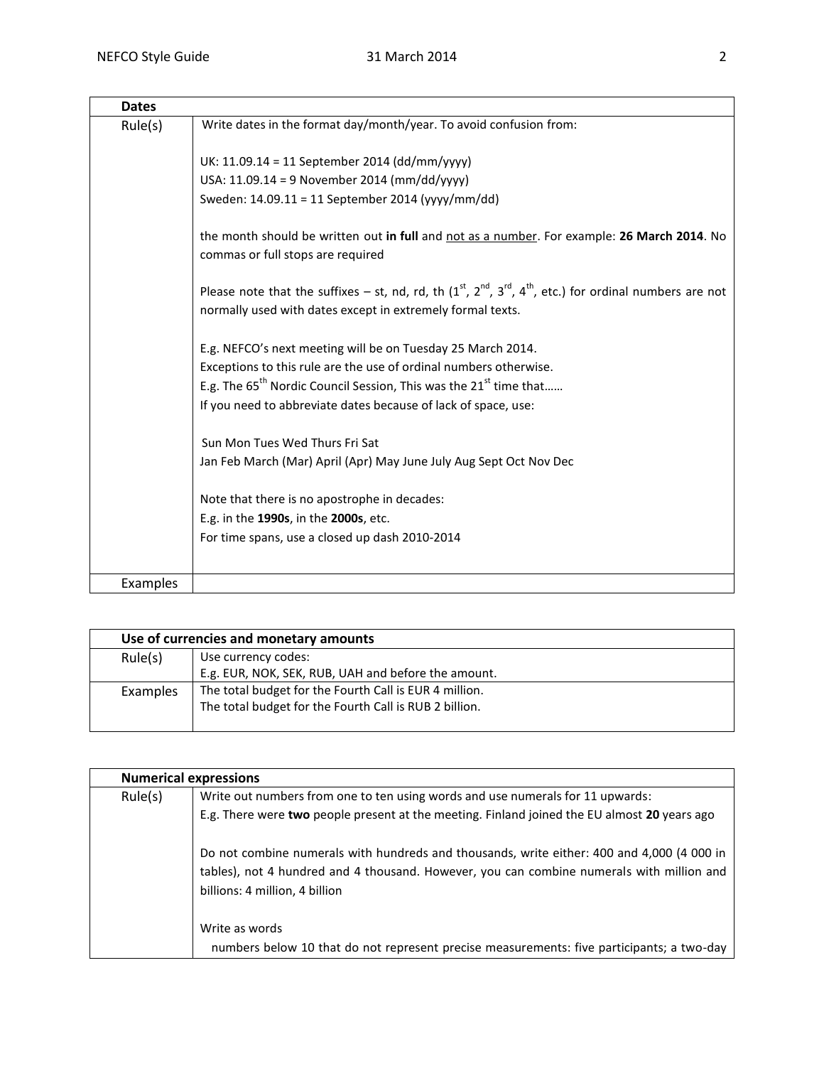| Dates | |
|---|---|
| Rule(s) | Write dates in the format day/month/year. To avoid confusion from:<br><br>UK: 11.09.14 = 11 September 2014 (dd/mm/yyyy)<br>USA: 11.09.14 = 9 November 2014 (mm/dd/yyyy)<br>Sweden: 14.09.11 = 11 September 2014 (yyyy/mm/dd)<br><br>the month should be written out **in full** and not as a number. For example: **26 March 2014**. No commas or full stops are required<br><br>Please note that the suffixes – st, nd, rd, th (1st, 2nd, 3rd, 4th, etc.) for ordinal numbers are not normally used with dates except in extremely formal texts.<br><br>E.g. NEFCO's next meeting will be on Tuesday 25 March 2014.<br>Exceptions to this rule are the use of ordinal numbers otherwise.<br>E.g. The 65th Nordic Council Session, This was the 21st time that……<br>If you need to abbreviate dates because of lack of space, use:<br><br>Sun Mon Tues Wed Thurs Fri Sat<br>Jan Feb March (Mar) April (Apr) May June July Aug Sept Oct Nov Dec<br><br>Note that there is no apostrophe in decades:<br>E.g. in the **1990s**, in the **2000s**, etc.<br>For time spans, use a closed up dash 2010-2014 |
| Examples | |

| Use of currencies and monetary amounts | |
|---|---|
| Rule(s) | Use currency codes:<br>E.g. EUR, NOK, SEK, RUB, UAH and before the amount. |
| Examples | The total budget for the Fourth Call is EUR 4 million.<br>The total budget for the Fourth Call is RUB 2 billion. |

| Numerical expressions | |
|---|---|
| Rule(s) | Write out numbers from one to ten using words and use numerals for 11 upwards:<br>E.g. There were **two** people present at the meeting. Finland joined the EU almost **20** years ago<br><br>Do not combine numerals with hundreds and thousands, write either: 400 and 4,000 (4 000 in tables), not 4 hundred and 4 thousand. However, you can combine numerals with million and billions: 4 million, 4 billion<br><br>Write as words<br>numbers below 10 that do not represent precise measurements: five participants; a two-day |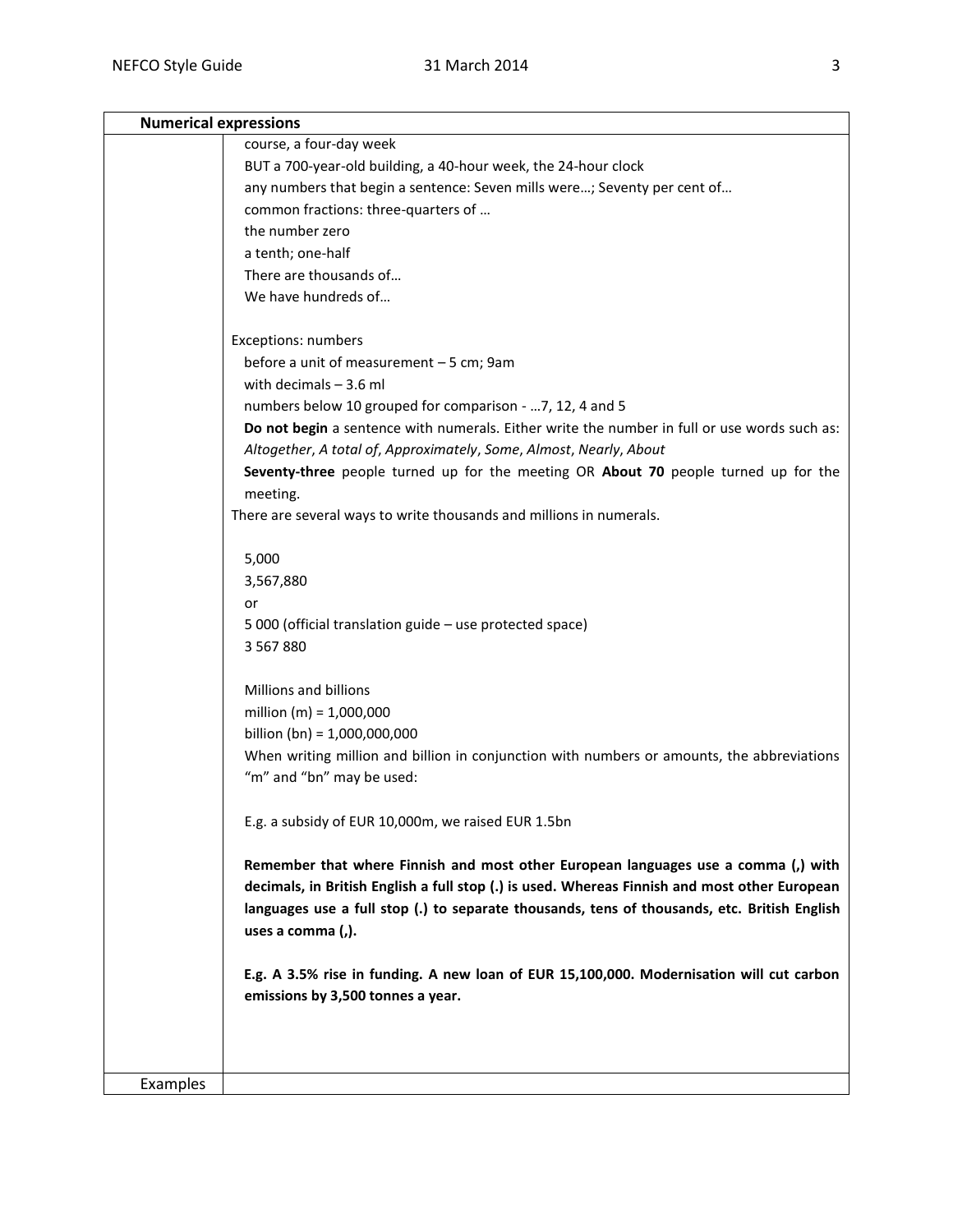| Numerical expressions | |
|---|---|
| | course, a four-day week<br>BUT a 700-year-old building, a 40-hour week, the 24-hour clock<br>any numbers that begin a sentence: Seven mills were…; Seventy per cent of…<br>common fractions: three-quarters of …<br>the number zero<br>a tenth; one-half<br>There are thousands of…<br>We have hundreds of…<br><br>Exceptions: numbers<br>before a unit of measurement – 5 cm; 9am<br>with decimals – 3.6 ml<br>numbers below 10 grouped for comparison - …7, 12, 4 and 5<br>**Do not begin** a sentence with numerals. Either write the number in full or use words such as: *Altogether*, *A total of*, *Approximately*, *Some*, *Almost*, *Nearly*, *About*<br>**Seventy-three** people turned up for the meeting OR **About 70** people turned up for the meeting.<br>There are several ways to write thousands and millions in numerals.<br><br>5,000<br>3,567,880<br>or<br>5 000 (official translation guide – use protected space)<br>3 567 880<br><br>Millions and billions<br>million (m) = 1,000,000<br>billion (bn) = 1,000,000,000<br>When writing million and billion in conjunction with numbers or amounts, the abbreviations "m" and "bn" may be used:<br><br>E.g. a subsidy of EUR 10,000m, we raised EUR 1.5bn<br><br>**Remember that where Finnish and most other European languages use a comma (,) with decimals, in British English a full stop (.) is used. Whereas Finnish and most other European languages use a full stop (.) to separate thousands, tens of thousands, etc. British English uses a comma (,).**<br><br>**E.g. A 3.5% rise in funding. A new loan of EUR 15,100,000. Modernisation will cut carbon emissions by 3,500 tonnes a year.** |
| Examples | |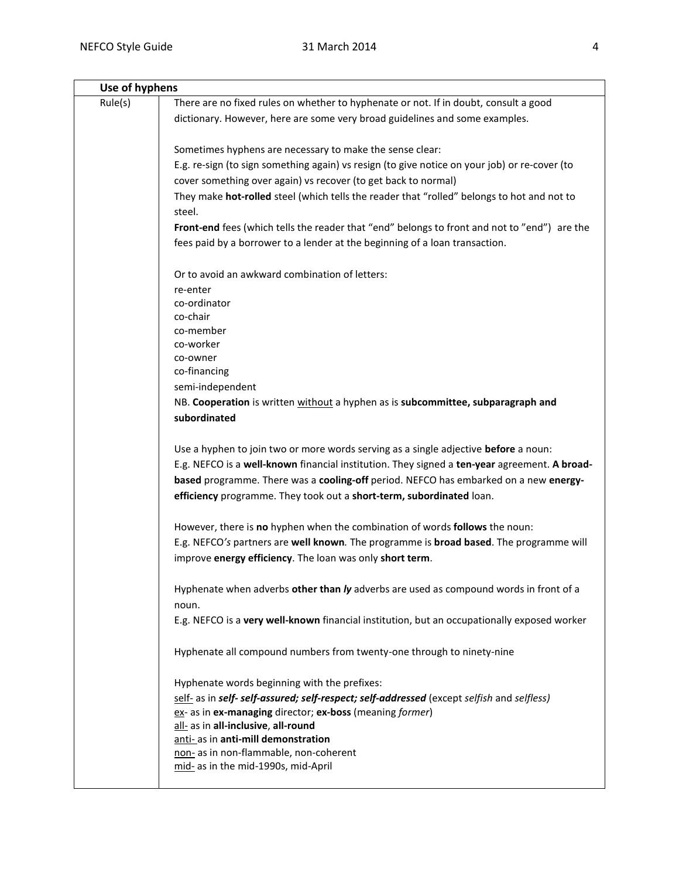| Use of hyphens | |
|---|---|
| Rule(s) | There are no fixed rules on whether to hyphenate or not. If in doubt, consult a good dictionary. However, here are some very broad guidelines and some examples.<br><br>Sometimes hyphens are necessary to make the sense clear:<br>E.g. re-sign (to sign something again) vs resign (to give notice on your job) or re-cover (to cover something over again) vs recover (to get back to normal)<br>They make **hot-rolled** steel (which tells the reader that "rolled" belongs to hot and not to steel.<br>**Front-end** fees (which tells the reader that "end" belongs to front and not to "end") are the fees paid by a borrower to a lender at the beginning of a loan transaction.<br><br>Or to avoid an awkward combination of letters:<br>re-enter<br>co-ordinator<br>co-chair<br>co-member<br>co-worker<br>co-owner<br>co-financing<br>semi-independent<br>NB. **Cooperation** is written without a hyphen as is **subcommittee, subparagraph and subordinated**<br><br>Use a hyphen to join two or more words serving as a single adjective **before** a noun:<br>E.g. NEFCO is a **well-known** financial institution. They signed a **ten-year** agreement. **A broad-based** programme. There was a **cooling-off** period. NEFCO has embarked on a new **energy-efficiency** programme. They took out a **short-term, subordinated** loan.<br><br>However, there is **no** hyphen when the combination of words **follows** the noun:<br>E.g. NEFCO*'s* partners are **well known***.* The programme is **broad based**. The programme will improve **energy efficiency**. The loan was only **short term**.<br><br>Hyphenate when adverbs **other than *ly*** adverbs are used as compound words in front of a noun.<br>E.g. NEFCO is a **very well-known** financial institution, but an occupationally exposed worker<br><br>Hyphenate all compound numbers from twenty-one through to ninety-nine<br><br>Hyphenate words beginning with the prefixes:<br>self- as in ***self- self-assured; self-respect; self-addressed*** (except *selfish* and *selfless)*<br>ex- as in **ex-managing** director; **ex-boss** (meaning *former*)<br>all- as in **all-inclusive**, **all-round**<br>anti- as in **anti-mill demonstration**<br>non- as in non-flammable, non-coherent<br>mid- as in the mid-1990s, mid-April |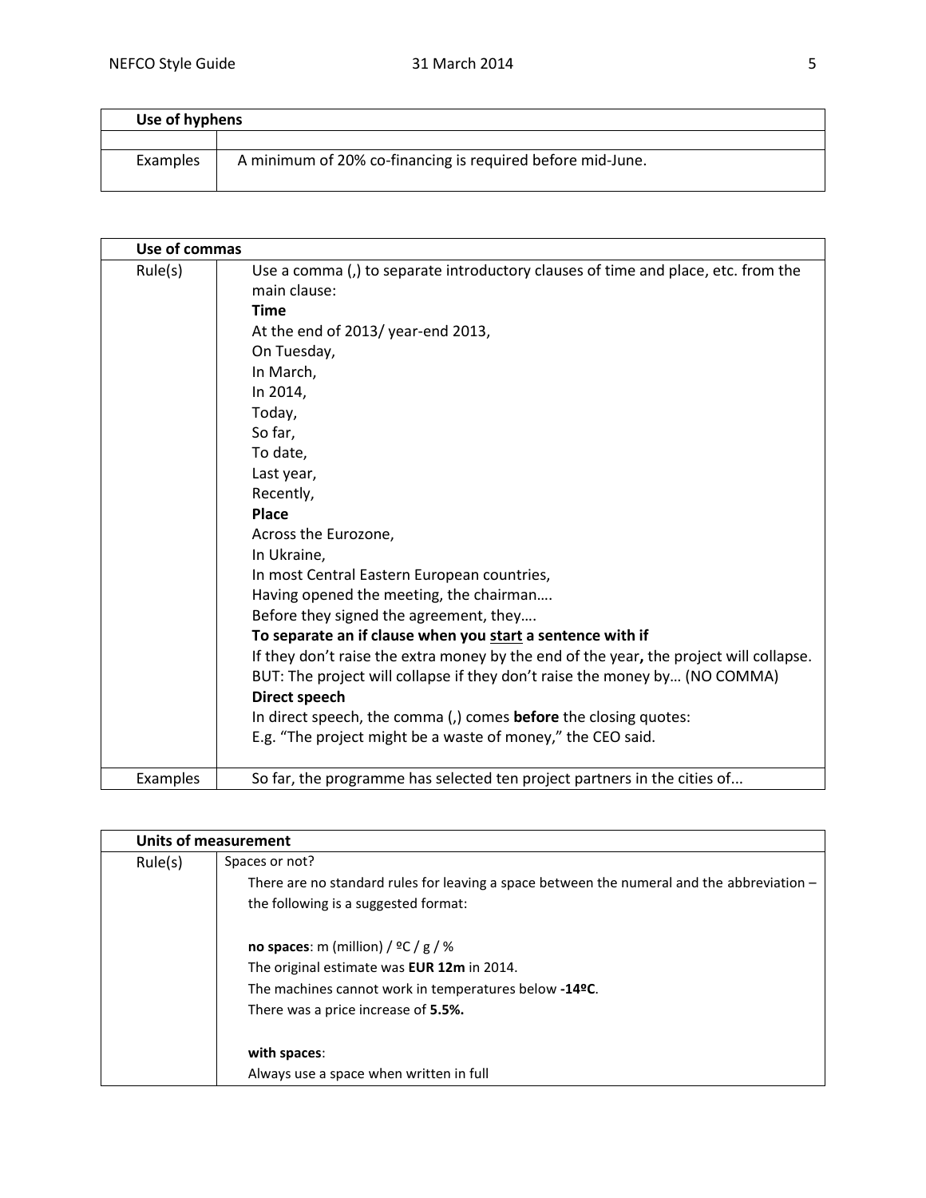| Use of hyphens | |
|---|---|
| | |
| Examples | A minimum of 20% co-financing is required before mid-June. |

| Use of commas | |
|---|---|
| Rule(s) | Use a comma (,) to separate introductory clauses of time and place, etc. from the main clause:<br>**Time**<br>At the end of 2013/ year-end 2013,<br>On Tuesday,<br>In March,<br>In 2014,<br>Today,<br>So far,<br>To date,<br>Last year,<br>Recently,<br>**Place**<br>Across the Eurozone,<br>In Ukraine,<br>In most Central Eastern European countries,<br>Having opened the meeting, the chairman….<br>Before they signed the agreement, they….<br>**To separate an if clause when you <u>start</u> a sentence with if**<br>If they don't raise the extra money by the end of the year**,** the project will collapse.<br>BUT: The project will collapse if they don't raise the money by… (NO COMMA)<br>**Direct speech**<br>In direct speech, the comma (,) comes **before** the closing quotes:<br>E.g. "The project might be a waste of money," the CEO said. |
| Examples | So far, the programme has selected ten project partners in the cities of... |

| Units of measurement | |
|---|---|
| Rule(s) | Spaces or not?<br>There are no standard rules for leaving a space between the numeral and the abbreviation – the following is a suggested format:<br><br>**no spaces**: m (million) / ºC / g / %<br>The original estimate was **EUR 12m** in 2014.<br>The machines cannot work in temperatures below **-14ºC**.<br>There was a price increase of **5.5%.**<br><br>**with spaces**:<br>Always use a space when written in full |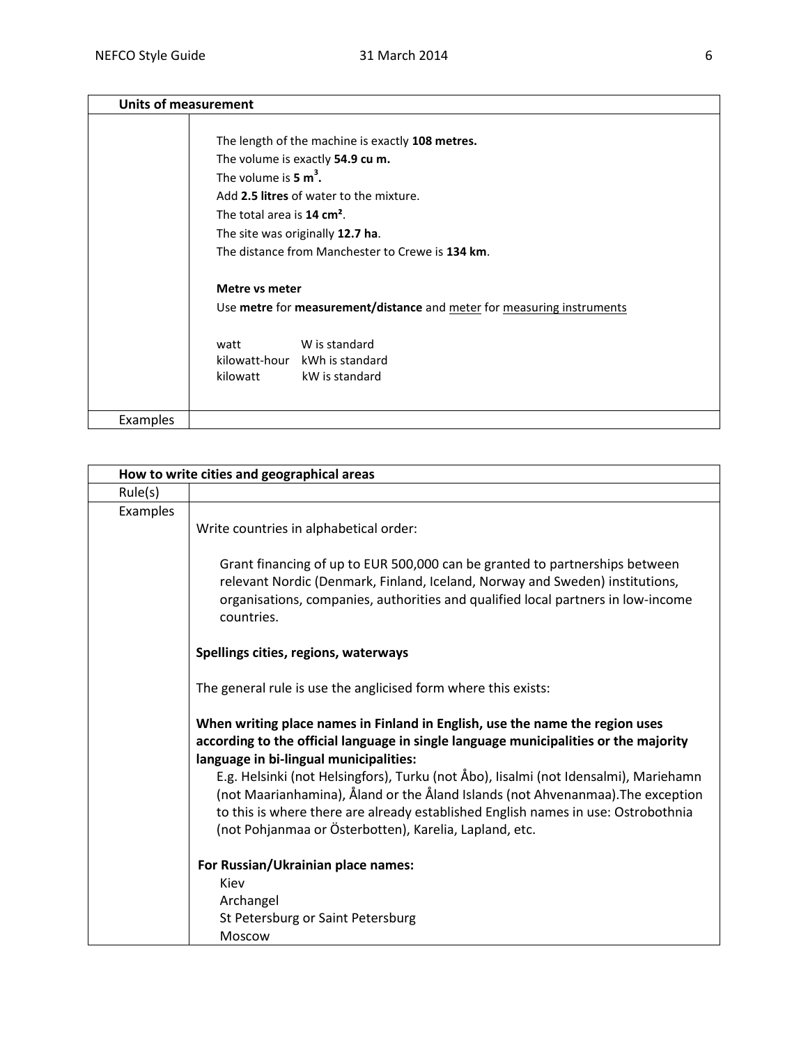| Units of measurement | |
|---|---|
| | The length of the machine is exactly **108 metres.**<br>The volume is exactly **54.9 cu m.**<br>The volume is **5 m$^3$.**<br>Add **2.5 litres** of water to the mixture.<br>The total area is **14 cm$^2$**.<br>The site was originally **12.7 ha**.<br>The distance from Manchester to Crewe is **134 km**.<br><br>**Metre vs meter**<br>Use **metre** for **measurement/distance** and meter for measuring instruments<br><br>watt W is standard<br>kilowatt-hour kWh is standard<br>kilowatt kW is standard |
| Examples | |

| How to write cities and geographical areas | |
|---|---|
| Rule(s) | |
| Examples | Write countries in alphabetical order:<br><br>Grant financing of up to EUR 500,000 can be granted to partnerships between relevant Nordic (Denmark, Finland, Iceland, Norway and Sweden) institutions, organisations, companies, authorities and qualified local partners in low-income countries.<br><br>**Spellings cities, regions, waterways**<br><br>The general rule is use the anglicised form where this exists:<br><br>**When writing place names in Finland in English, use the name the region uses according to the official language in single language municipalities or the majority language in bi-lingual municipalities:**<br>E.g. Helsinki (not Helsingfors), Turku (not Åbo), Iisalmi (not Idensalmi), Mariehamn (not Maarianhamina), Åland or the Åland Islands (not Ahvenanmaa).The exception to this is where there are already established English names in use: Ostrobothnia (not Pohjanmaa or Österbotten), Karelia, Lapland, etc.<br><br>**For Russian/Ukrainian place names:**<br>Kiev<br>Archangel<br>St Petersburg or Saint Petersburg<br>Moscow |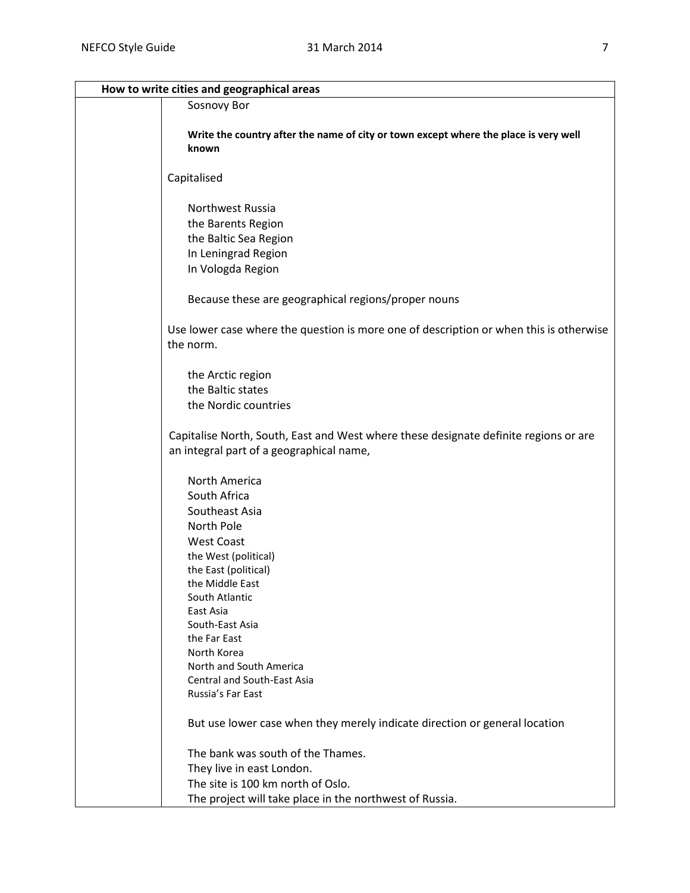| How to write cities and geographical areas | |
|---|---|
| | Sosnovy Bor<br><br>**Write the country after the name of city or town except where the place is very well known**<br><br>Capitalised<br><br>Northwest Russia<br>the Barents Region<br>the Baltic Sea Region<br>In Leningrad Region<br>In Vologda Region<br><br>Because these are geographical regions/proper nouns<br><br>Use lower case where the question is more one of description or when this is otherwise the norm.<br><br>the Arctic region<br>the Baltic states<br>the Nordic countries<br><br>Capitalise North, South, East and West where these designate definite regions or are an integral part of a geographical name,<br><br>North America<br>South Africa<br>Southeast Asia<br>North Pole<br>West Coast<br>the West (political)<br>the East (political)<br>the Middle East<br>South Atlantic<br>East Asia<br>South-East Asia<br>the Far East<br>North Korea<br>North and South America<br>Central and South-East Asia<br>Russia's Far East<br><br>But use lower case when they merely indicate direction or general location<br><br>The bank was south of the Thames.<br>They live in east London.<br>The site is 100 km north of Oslo.<br>The project will take place in the northwest of Russia. |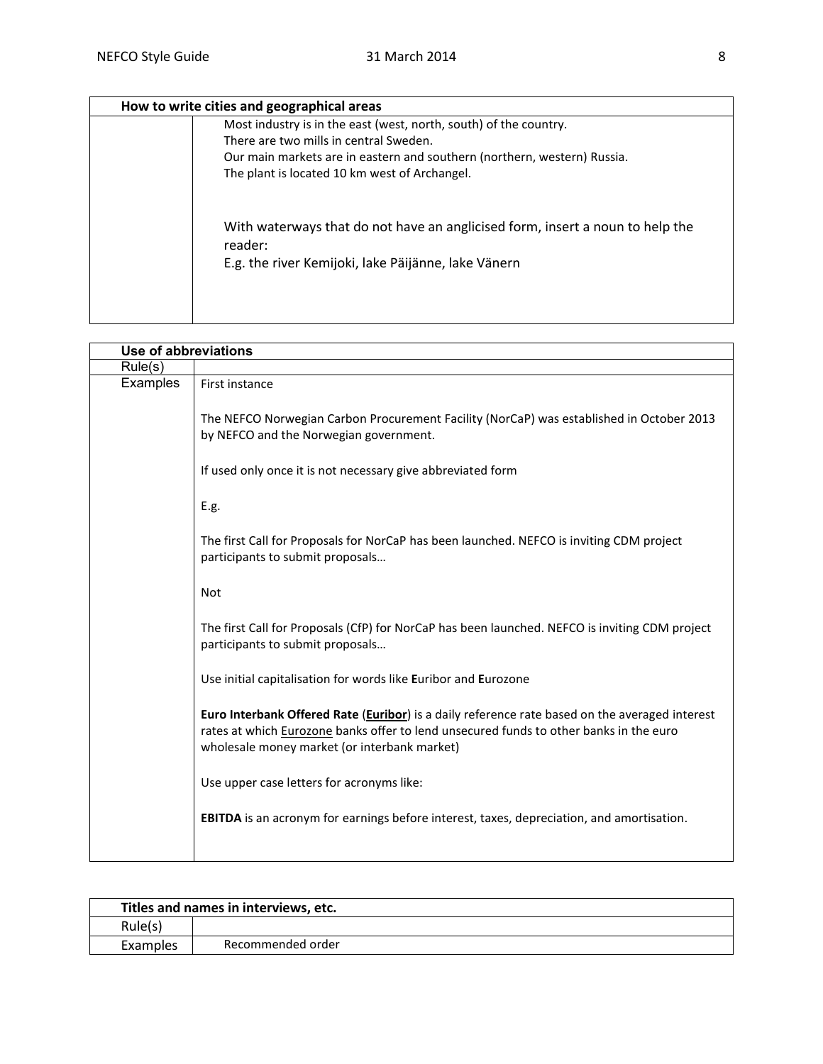| How to write cities and geographical areas | |
|---|---|
| | Most industry is in the east (west, north, south) of the country.<br>There are two mills in central Sweden.<br>Our main markets are in eastern and southern (northern, western) Russia.<br>The plant is located 10 km west of Archangel.<br><br>With waterways that do not have an anglicised form, insert a noun to help the reader:<br>E.g. the river Kemijoki, lake Päijänne, lake Vänern |

| Use of abbreviations | |
|---|---|
| Rule(s) | |
| Examples | First instance<br><br>The NEFCO Norwegian Carbon Procurement Facility (NorCaP) was established in October 2013 by NEFCO and the Norwegian government.<br><br>If used only once it is not necessary give abbreviated form<br><br>E.g.<br><br>The first Call for Proposals for NorCaP has been launched. NEFCO is inviting CDM project participants to submit proposals…<br><br>Not<br><br>The first Call for Proposals (CfP) for NorCaP has been launched. NEFCO is inviting CDM project participants to submit proposals…<br><br>Use initial capitalisation for words like **E**uribor and **E**urozone<br><br>**Euro Interbank Offered Rate** (**<u>Euribor</u>**) is a daily reference rate based on the averaged interest rates at which <u>Eurozone</u> banks offer to lend unsecured funds to other banks in the euro wholesale money market (or interbank market)<br><br>Use upper case letters for acronyms like:<br><br>**EBITDA** is an acronym for earnings before interest, taxes, depreciation, and amortisation. |

| Titles and names in interviews, etc. | |
|---|---|
| Rule(s) | |
| Examples | Recommended order |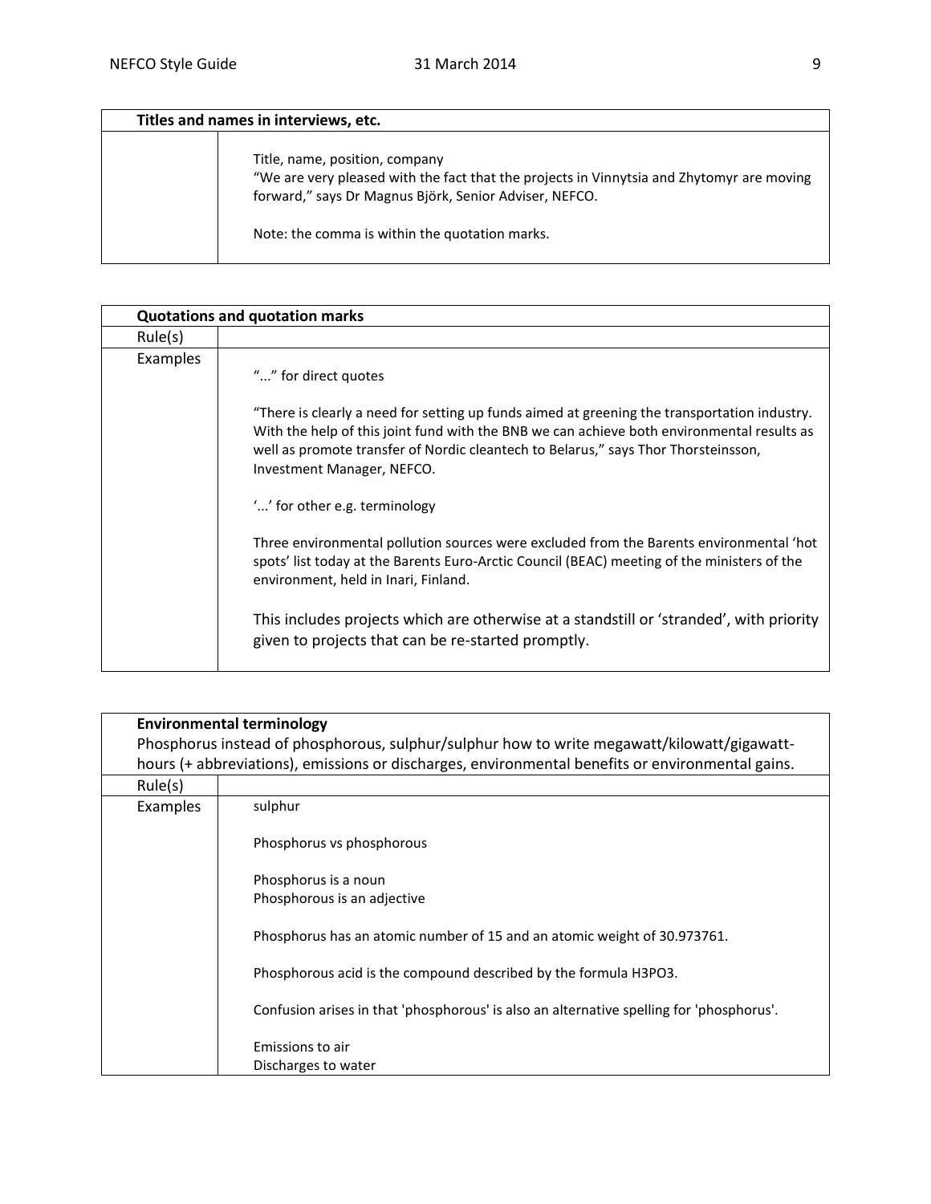| **Titles and names in interviews, etc.** | |
|---|---|
| | Title, name, position, company<br>“We are very pleased with the fact that the projects in Vinnytsia and Zhytomyr are moving forward,” says Dr Magnus Björk, Senior Adviser, NEFCO.<br><br>Note: the comma is within the quotation marks. |

| **Quotations and quotation marks** | |
|---|---|
| Rule(s) | |
| Examples | “...” for direct quotes<br><br>“There is clearly a need for setting up funds aimed at greening the transportation industry. With the help of this joint fund with the BNB we can achieve both environmental results as well as promote transfer of Nordic cleantech to Belarus,” says Thor Thorsteinsson, Investment Manager, NEFCO.<br><br>‘...’ for other e.g. terminology<br><br>Three environmental pollution sources were excluded from the Barents environmental ‘hot spots’ list today at the Barents Euro-Arctic Council (BEAC) meeting of the ministers of the environment, held in Inari, Finland.<br><br>This includes projects which are otherwise at a standstill or ‘stranded’, with priority given to projects that can be re-started promptly. |

| **Environmental terminology**<br>Phosphorus instead of phosphorous, sulphur/sulphur how to write megawatt/kilowatt/gigawatt-hours (+ abbreviations), emissions or discharges, environmental benefits or environmental gains. | |
|---|---|
| Rule(s) | |
| Examples | sulphur<br><br>Phosphorus vs phosphorous<br><br>Phosphorus is a noun<br>Phosphorous is an adjective<br><br>Phosphorus has an atomic number of 15 and an atomic weight of 30.973761.<br><br>Phosphorous acid is the compound described by the formula $H_3PO_3$.<br><br>Confusion arises in that 'phosphorous' is also an alternative spelling for 'phosphorus'.<br><br>Emissions to air<br>Discharges to water |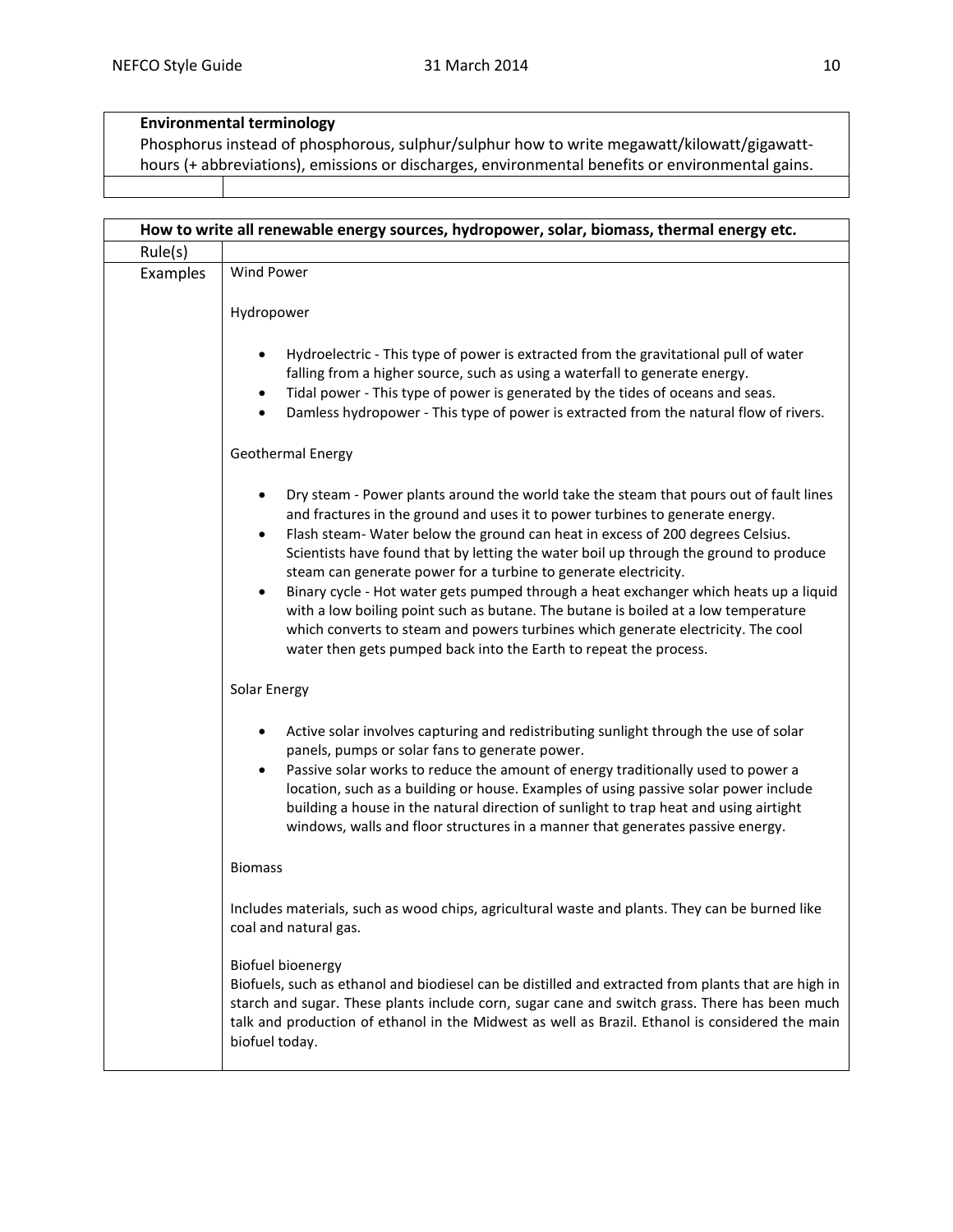| **Environmental terminology**<br>Phosphorus instead of phosphorous, sulphur/sulphur how to write megawatt/kilowatt/gigawatt-hours (+ abbreviations), emissions or discharges, environmental benefits or environmental gains. | |
|---|---|
| | |

| **How to write all renewable energy sources, hydropower, solar, biomass, thermal energy etc.** | |
|---|---|
| Rule(s) | |
| Examples | Wind Power<br><br>Hydropower<br><br>• Hydroelectric - This type of power is extracted from the gravitational pull of water falling from a higher source, such as using a waterfall to generate energy.<br>• Tidal power - This type of power is generated by the tides of oceans and seas.<br>• Damless hydropower - This type of power is extracted from the natural flow of rivers.<br><br>Geothermal Energy<br><br>• Dry steam - Power plants around the world take the steam that pours out of fault lines and fractures in the ground and uses it to power turbines to generate energy.<br>• Flash steam- Water below the ground can heat in excess of 200 degrees Celsius. Scientists have found that by letting the water boil up through the ground to produce steam can generate power for a turbine to generate electricity.<br>• Binary cycle - Hot water gets pumped through a heat exchanger which heats up a liquid with a low boiling point such as butane. The butane is boiled at a low temperature which converts to steam and powers turbines which generate electricity. The cool water then gets pumped back into the Earth to repeat the process.<br><br>Solar Energy<br><br>• Active solar involves capturing and redistributing sunlight through the use of solar panels, pumps or solar fans to generate power.<br>• Passive solar works to reduce the amount of energy traditionally used to power a location, such as a building or house. Examples of using passive solar power include building a house in the natural direction of sunlight to trap heat and using airtight windows, walls and floor structures in a manner that generates passive energy.<br><br>Biomass<br><br>Includes materials, such as wood chips, agricultural waste and plants. They can be burned like coal and natural gas.<br><br>Biofuel bioenergy<br>Biofuels, such as ethanol and biodiesel can be distilled and extracted from plants that are high in starch and sugar. These plants include corn, sugar cane and switch grass. There has been much talk and production of ethanol in the Midwest as well as Brazil. Ethanol is considered the main biofuel today. |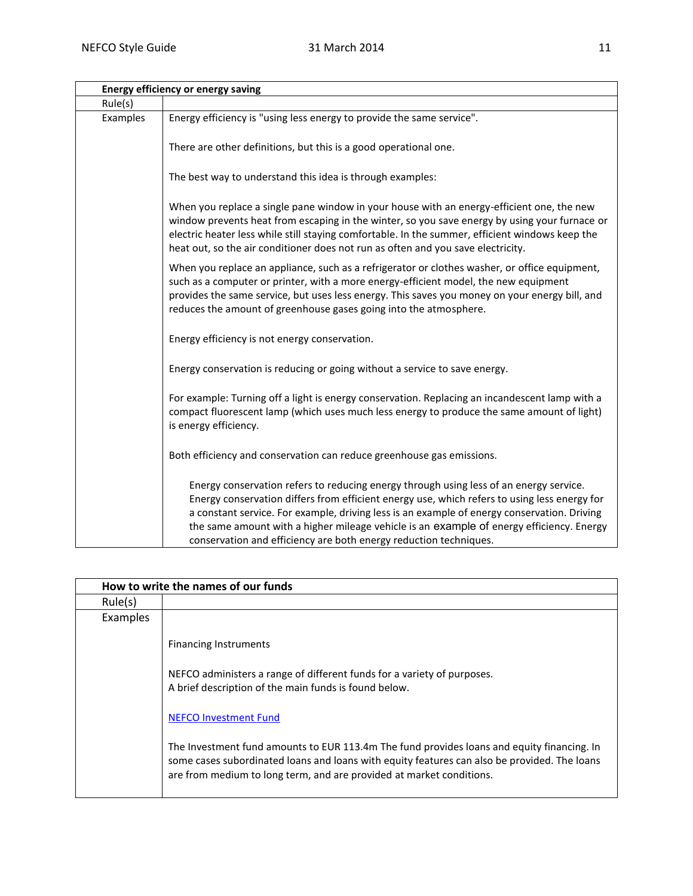| Energy efficiency or energy saving | |
|---|---|
| Rule(s) | |
| Examples | Energy efficiency is "using less energy to provide the same service".<br><br>There are other definitions, but this is a good operational one.<br><br>The best way to understand this idea is through examples:<br><br>When you replace a single pane window in your house with an energy-efficient one, the new window prevents heat from escaping in the winter, so you save energy by using your furnace or electric heater less while still staying comfortable. In the summer, efficient windows keep the heat out, so the air conditioner does not run as often and you save electricity.<br><br>When you replace an appliance, such as a refrigerator or clothes washer, or office equipment, such as a computer or printer, with a more energy-efficient model, the new equipment provides the same service, but uses less energy. This saves you money on your energy bill, and reduces the amount of greenhouse gases going into the atmosphere.<br><br>Energy efficiency is not energy conservation.<br><br>Energy conservation is reducing or going without a service to save energy.<br><br>For example: Turning off a light is energy conservation. Replacing an incandescent lamp with a compact fluorescent lamp (which uses much less energy to produce the same amount of light) is energy efficiency.<br><br>Both efficiency and conservation can reduce greenhouse gas emissions.<br><br>Energy conservation refers to reducing energy through using less of an energy service. Energy conservation differs from efficient energy use, which refers to using less energy for a constant service. For example, driving less is an example of energy conservation. Driving the same amount with a higher mileage vehicle is an example of energy efficiency. Energy conservation and efficiency are both energy reduction techniques. |

| How to write the names of our funds | |
|---|---|
| Rule(s) | |
| Examples | Financing Instruments<br><br>NEFCO administers a range of different funds for a variety of purposes.<br>A brief description of the main funds is found below.<br><br>NEFCO Investment Fund<br><br>The Investment fund amounts to EUR 113.4m The fund provides loans and equity financing. In some cases subordinated loans and loans with equity features can also be provided. The loans are from medium to long term, and are provided at market conditions. |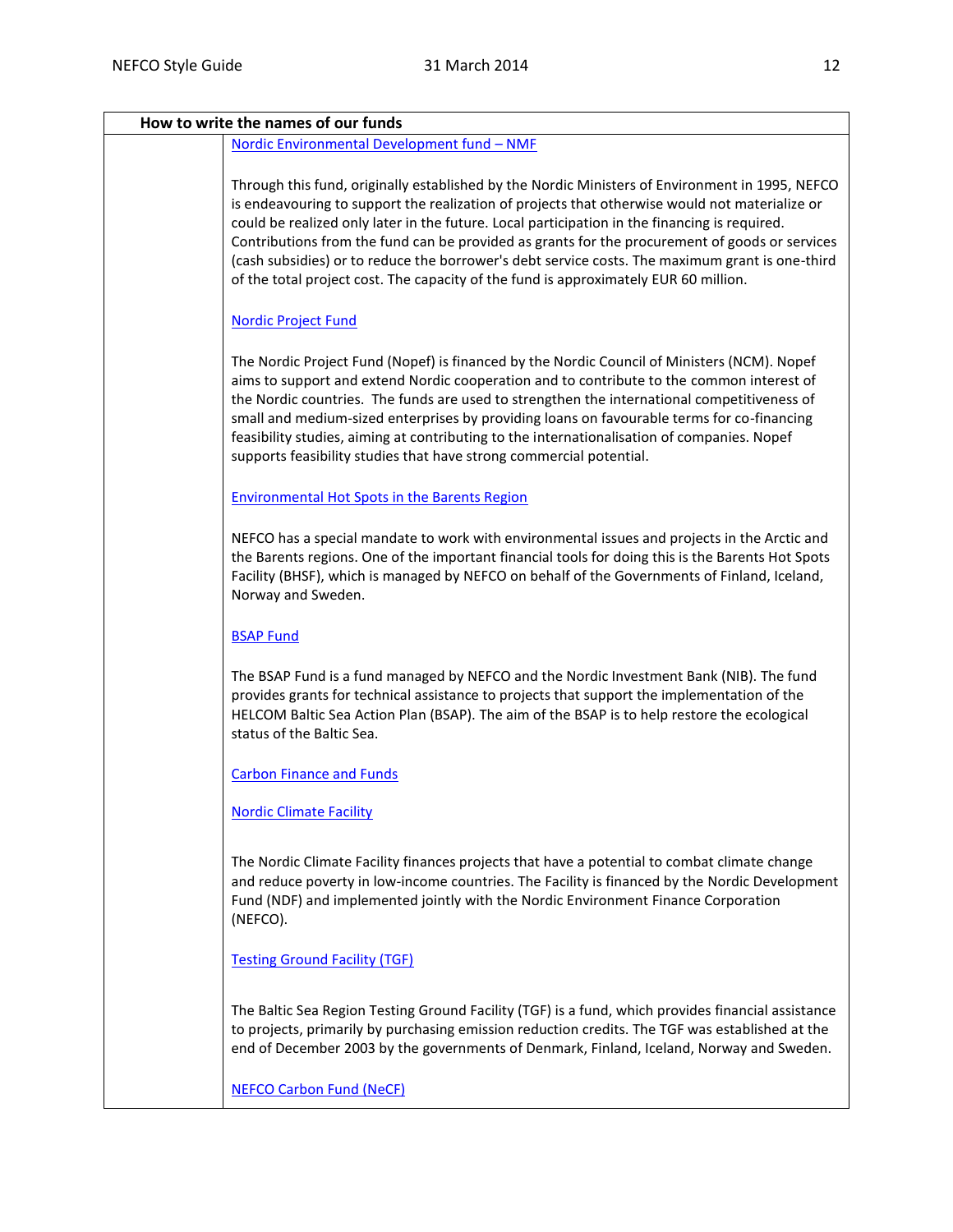## How to write the names of our funds

Nordic Environmental Development fund – NMF

Through this fund, originally established by the Nordic Ministers of Environment in 1995, NEFCO is endeavouring to support the realization of projects that otherwise would not materialize or could be realized only later in the future. Local participation in the financing is required. Contributions from the fund can be provided as grants for the procurement of goods or services (cash subsidies) or to reduce the borrower's debt service costs. The maximum grant is one-third of the total project cost. The capacity of the fund is approximately EUR 60 million.

Nordic Project Fund

The Nordic Project Fund (Nopef) is financed by the Nordic Council of Ministers (NCM). Nopef aims to support and extend Nordic cooperation and to contribute to the common interest of the Nordic countries. The funds are used to strengthen the international competitiveness of small and medium-sized enterprises by providing loans on favourable terms for co-financing feasibility studies, aiming at contributing to the internationalisation of companies. Nopef supports feasibility studies that have strong commercial potential.

Environmental Hot Spots in the Barents Region

NEFCO has a special mandate to work with environmental issues and projects in the Arctic and the Barents regions. One of the important financial tools for doing this is the Barents Hot Spots Facility (BHSF), which is managed by NEFCO on behalf of the Governments of Finland, Iceland, Norway and Sweden.

BSAP Fund

The BSAP Fund is a fund managed by NEFCO and the Nordic Investment Bank (NIB). The fund provides grants for technical assistance to projects that support the implementation of the HELCOM Baltic Sea Action Plan (BSAP). The aim of the BSAP is to help restore the ecological status of the Baltic Sea.

Carbon Finance and Funds

Nordic Climate Facility

The Nordic Climate Facility finances projects that have a potential to combat climate change and reduce poverty in low-income countries. The Facility is financed by the Nordic Development Fund (NDF) and implemented jointly with the Nordic Environment Finance Corporation (NEFCO).

Testing Ground Facility (TGF)

The Baltic Sea Region Testing Ground Facility (TGF) is a fund, which provides financial assistance to projects, primarily by purchasing emission reduction credits. The TGF was established at the end of December 2003 by the governments of Denmark, Finland, Iceland, Norway and Sweden.

NEFCO Carbon Fund (NeCF)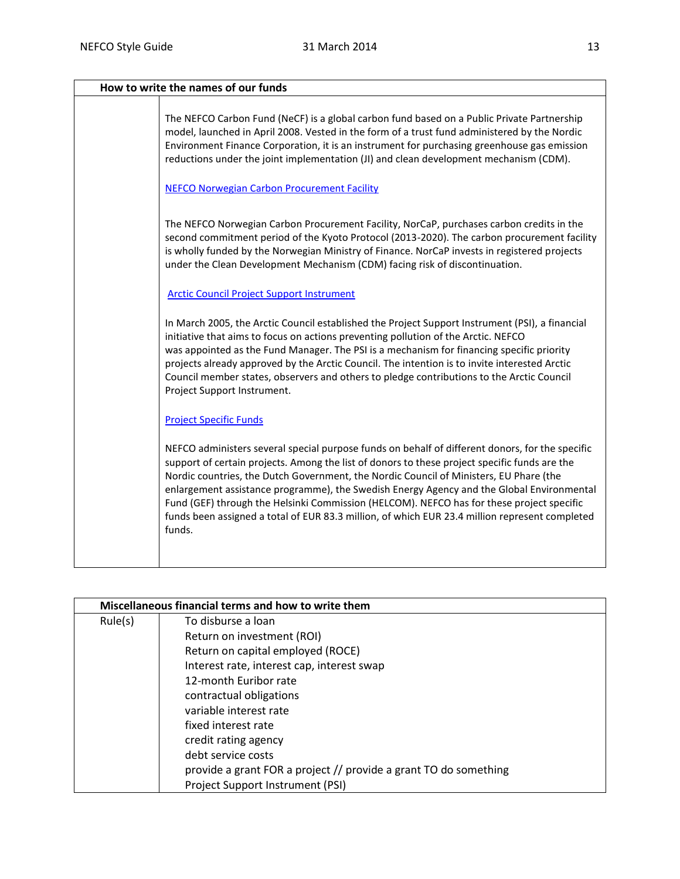| How to write the names of our funds | |
|---|---|
| | The NEFCO Carbon Fund (NeCF) is a global carbon fund based on a Public Private Partnership model, launched in April 2008. Vested in the form of a trust fund administered by the Nordic Environment Finance Corporation, it is an instrument for purchasing greenhouse gas emission reductions under the joint implementation (JI) and clean development mechanism (CDM).<br><br>NEFCO Norwegian Carbon Procurement Facility<br><br>The NEFCO Norwegian Carbon Procurement Facility, NorCaP, purchases carbon credits in the second commitment period of the Kyoto Protocol (2013-2020). The carbon procurement facility is wholly funded by the Norwegian Ministry of Finance. NorCaP invests in registered projects under the Clean Development Mechanism (CDM) facing risk of discontinuation.<br><br>Arctic Council Project Support Instrument<br><br>In March 2005, the Arctic Council established the Project Support Instrument (PSI), a financial initiative that aims to focus on actions preventing pollution of the Arctic. NEFCO was appointed as the Fund Manager. The PSI is a mechanism for financing specific priority projects already approved by the Arctic Council. The intention is to invite interested Arctic Council member states, observers and others to pledge contributions to the Arctic Council Project Support Instrument.<br><br>Project Specific Funds<br><br>NEFCO administers several special purpose funds on behalf of different donors, for the specific support of certain projects. Among the list of donors to these project specific funds are the Nordic countries, the Dutch Government, the Nordic Council of Ministers, EU Phare (the enlargement assistance programme), the Swedish Energy Agency and the Global Environmental Fund (GEF) through the Helsinki Commission (HELCOM). NEFCO has for these project specific funds been assigned a total of EUR 83.3 million, of which EUR 23.4 million represent completed funds. |

| Miscellaneous financial terms and how to write them | |
|---|---|
| Rule(s) | To disburse a loan<br>Return on investment (ROI)<br>Return on capital employed (ROCE)<br>Interest rate, interest cap, interest swap<br>12-month Euribor rate<br>contractual obligations<br>variable interest rate<br>fixed interest rate<br>credit rating agency<br>debt service costs<br>provide a grant FOR a project // provide a grant TO do something<br>Project Support Instrument (PSI) |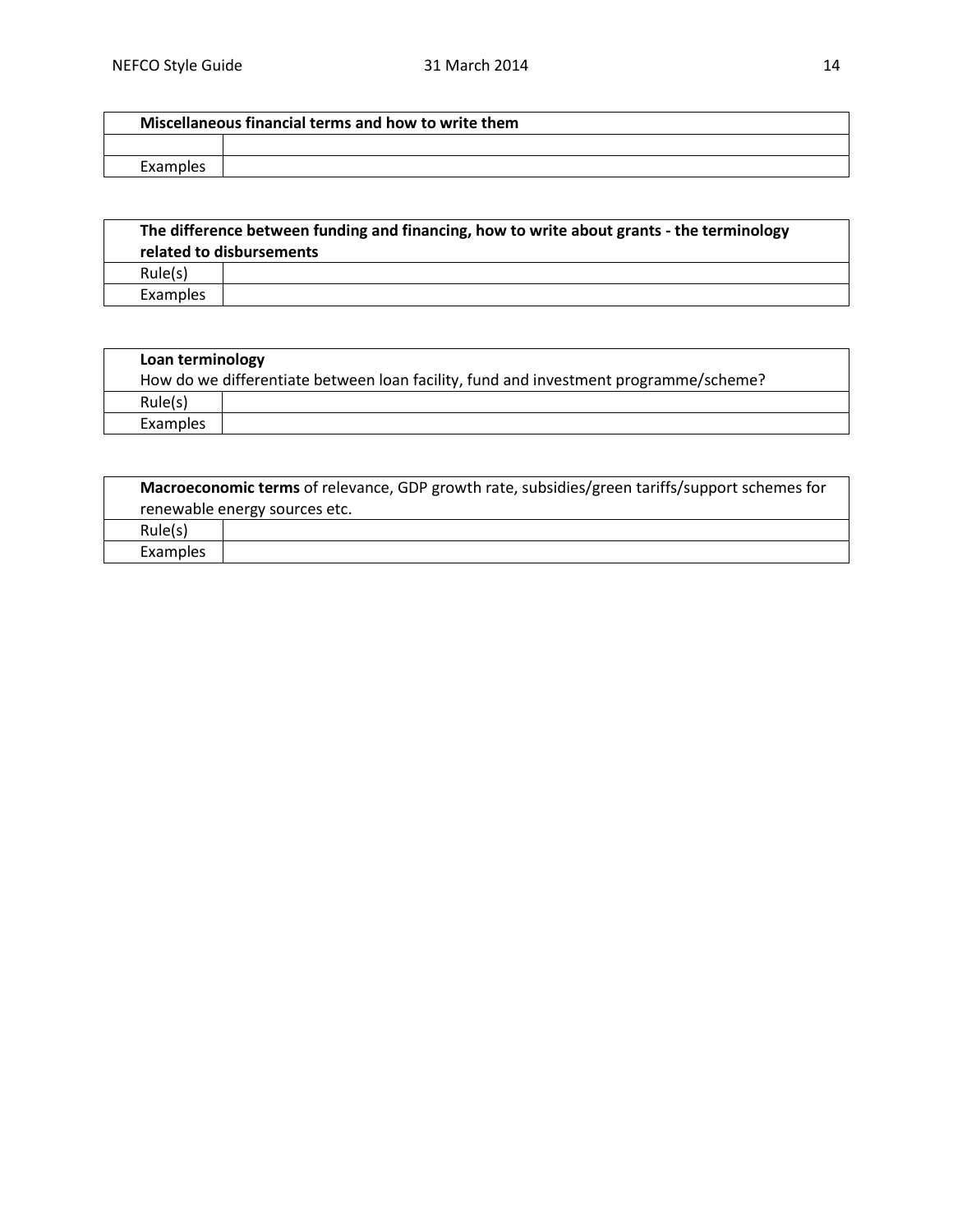| Miscellaneous financial terms and how to write them | |
|---|---|
| | |
| Examples | |

| The difference between funding and financing, how to write about grants - the terminology related to disbursements | |
|---|---|
| Rule(s) | |
| Examples | |

| **Loan terminology** How do we differentiate between loan facility, fund and investment programme/scheme? | |
|---|---|
| Rule(s) | |
| Examples | |

| **Macroeconomic terms** of relevance, GDP growth rate, subsidies/green tariffs/support schemes for renewable energy sources etc. | |
|---|---|
| Rule(s) | |
| Examples | |